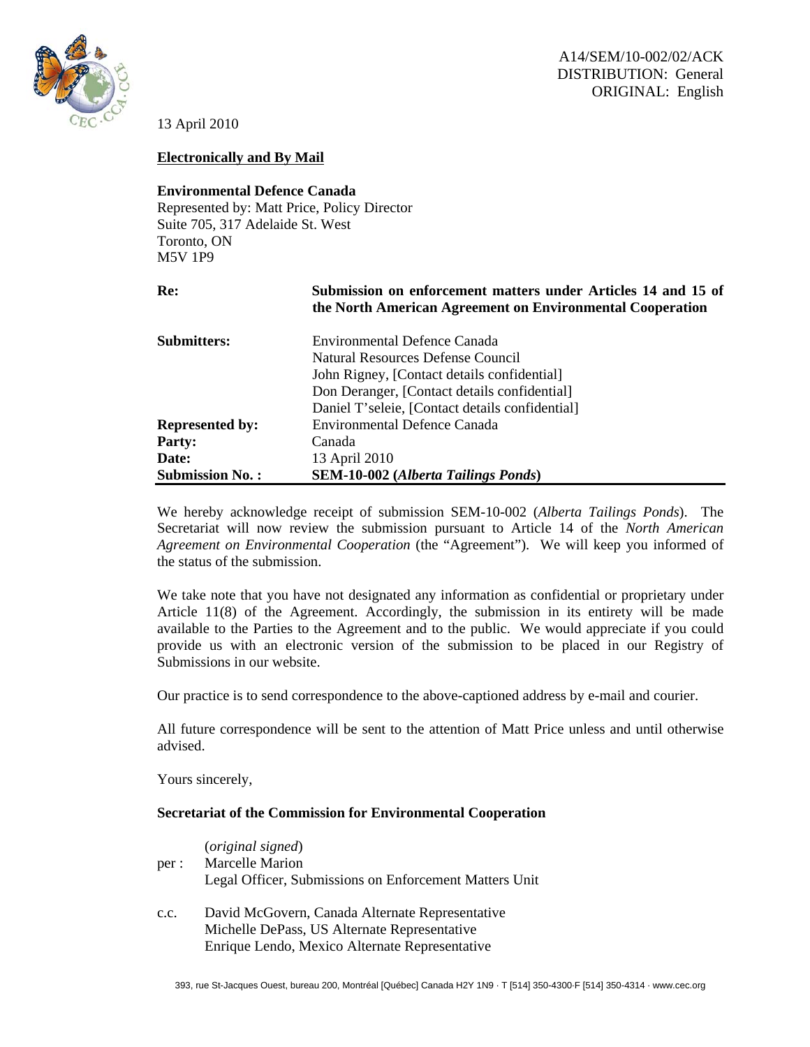A14/SEM/10-002/02/ACK
DISTRIBUTION: General
ORIGINAL: English

13 April 2010

**Electronically and By Mail**

**Environmental Defence Canada**
Represented by: Matt Price, Policy Director
Suite 705, 317 Adelaide St. West
Toronto, ON
M5V 1P9

| | |
|---|---|
| **Re:** | **Submission on enforcement matters under Articles 14 and 15 of the North American Agreement on Environmental Cooperation** |
| **Submitters:** | Environmental Defence Canada<br>Natural Resources Defense Council<br>John Rigney, [Contact details confidential]<br>Don Deranger, [Contact details confidential]<br>Daniel T'seleie, [Contact details confidential] |
| **Represented by:** | Environmental Defence Canada |
| **Party:** | Canada |
| **Date:** | 13 April 2010 |
| **Submission No. :** | **SEM-10-002 (*Alberta Tailings Ponds*)** |

We hereby acknowledge receipt of submission SEM-10-002 (*Alberta Tailings Ponds*). The Secretariat will now review the submission pursuant to Article 14 of the *North American Agreement on Environmental Cooperation* (the "Agreement"). We will keep you informed of the status of the submission.

We take note that you have not designated any information as confidential or proprietary under Article 11(8) of the Agreement. Accordingly, the submission in its entirety will be made available to the Parties to the Agreement and to the public. We would appreciate if you could provide us with an electronic version of the submission to be placed in our Registry of Submissions in our website.

Our practice is to send correspondence to the above-captioned address by e-mail and courier.

All future correspondence will be sent to the attention of Matt Price unless and until otherwise advised.

Yours sincerely,

**Secretariat of the Commission for Environmental Cooperation**

(*original signed*)
per : Marcelle Marion
Legal Officer, Submissions on Enforcement Matters Unit

c.c. David McGovern, Canada Alternate Representative
Michelle DePass, US Alternate Representative
Enrique Lendo, Mexico Alternate Representative

393, rue St-Jacques Ouest, bureau 200, Montréal [Québec] Canada H2Y 1N9 · T [514] 350-4300·F [514] 350-4314 · www.cec.org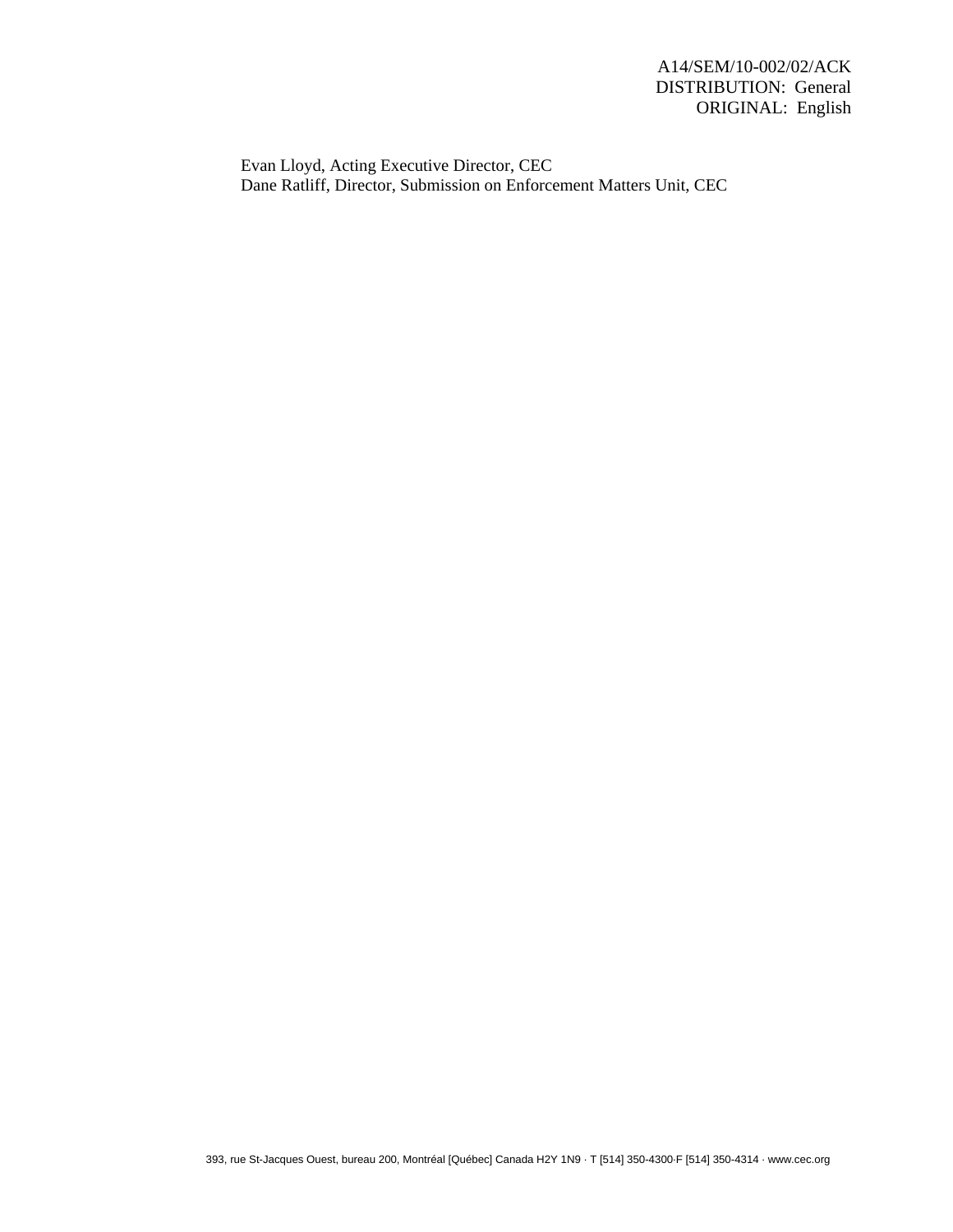A14/SEM/10-002/02/ACK
DISTRIBUTION: General
ORIGINAL: English

Evan Lloyd, Acting Executive Director, CEC
Dane Ratliff, Director, Submission on Enforcement Matters Unit, CEC

393, rue St-Jacques Ouest, bureau 200, Montréal [Québec] Canada H2Y 1N9 · T [514] 350-4300·F [514] 350-4314 · www.cec.org